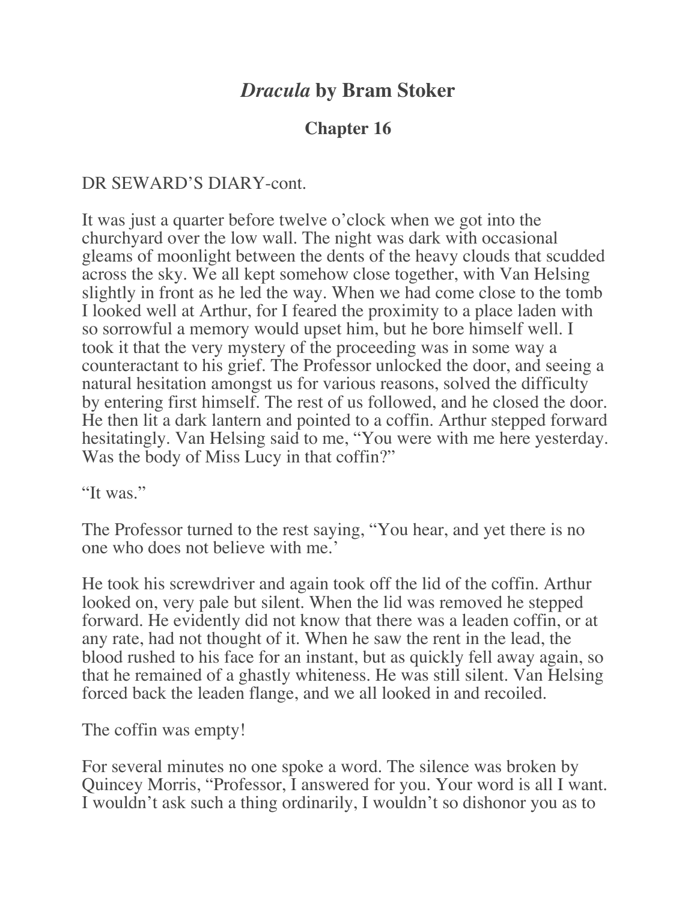# *Dracula* by Bram Stoker

## Chapter 16

DR SEWARD'S DIARY-cont.

It was just a quarter before twelve o'clock when we got into the churchyard over the low wall. The night was dark with occasional gleams of moonlight between the dents of the heavy clouds that scudded across the sky. We all kept somehow close together, with Van Helsing slightly in front as he led the way. When we had come close to the tomb I looked well at Arthur, for I feared the proximity to a place laden with so sorrowful a memory would upset him, but he bore himself well. I took it that the very mystery of the proceeding was in some way a counteractant to his grief. The Professor unlocked the door, and seeing a natural hesitation amongst us for various reasons, solved the difficulty by entering first himself. The rest of us followed, and he closed the door. He then lit a dark lantern and pointed to a coffin. Arthur stepped forward hesitatingly. Van Helsing said to me, "You were with me here yesterday. Was the body of Miss Lucy in that coffin?"

"It was."

The Professor turned to the rest saying, "You hear, and yet there is no one who does not believe with me.'

He took his screwdriver and again took off the lid of the coffin. Arthur looked on, very pale but silent. When the lid was removed he stepped forward. He evidently did not know that there was a leaden coffin, or at any rate, had not thought of it. When he saw the rent in the lead, the blood rushed to his face for an instant, but as quickly fell away again, so that he remained of a ghastly whiteness. He was still silent. Van Helsing forced back the leaden flange, and we all looked in and recoiled.

The coffin was empty!

For several minutes no one spoke a word. The silence was broken by Quincey Morris, "Professor, I answered for you. Your word is all I want. I wouldn't ask such a thing ordinarily, I wouldn't so dishonor you as to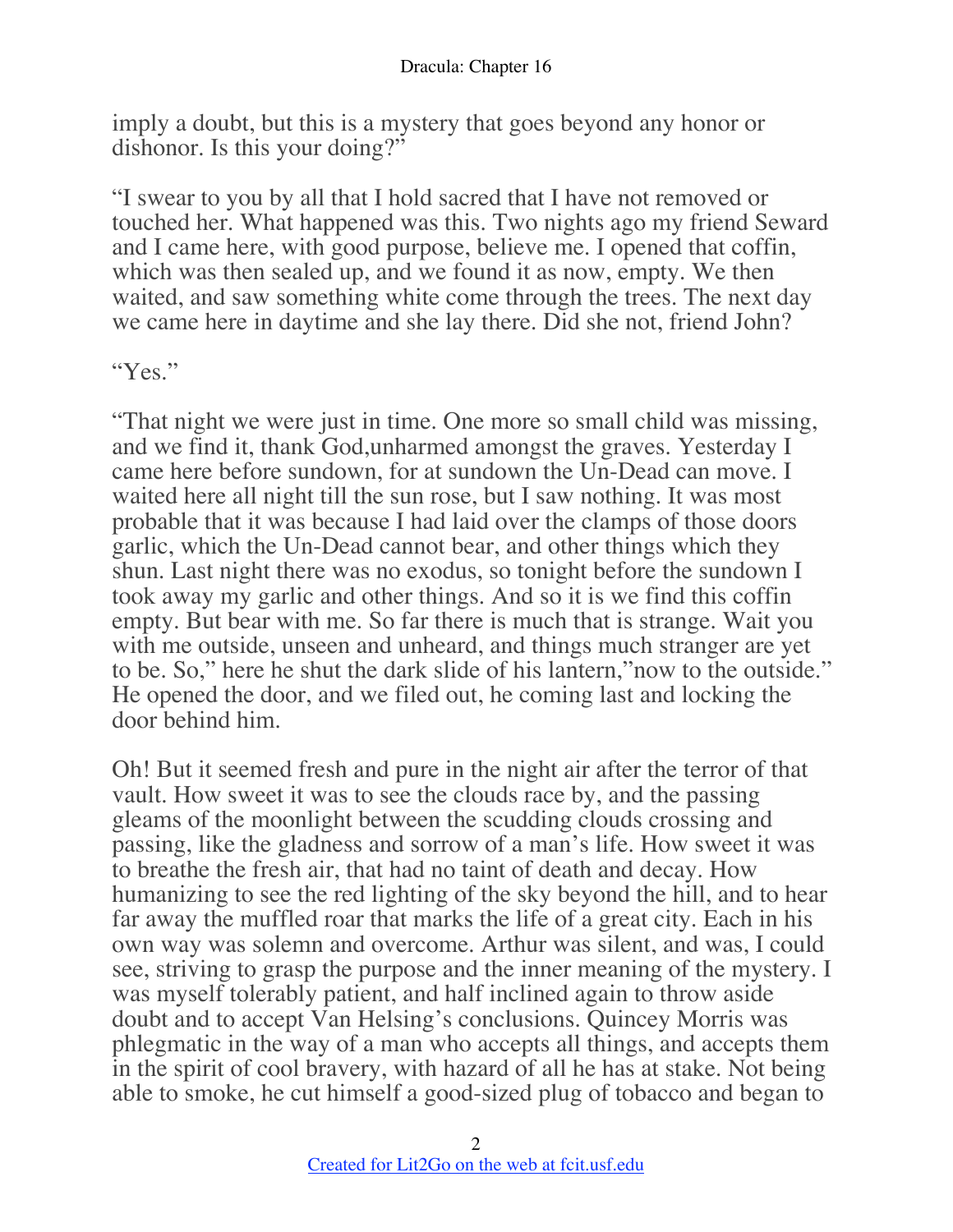imply a doubt, but this is a mystery that goes beyond any honor or dishonor. Is this your doing?"

"I swear to you by all that I hold sacred that I have not removed or touched her. What happened was this. Two nights ago my friend Seward and I came here, with good purpose, believe me. I opened that coffin, which was then sealed up, and we found it as now, empty. We then waited, and saw something white come through the trees. The next day we came here in daytime and she lay there. Did she not, friend John?

"Yes."

"That night we were just in time. One more so small child was missing, and we find it, thank God,unharmed amongst the graves. Yesterday I came here before sundown, for at sundown the Un-Dead can move. I waited here all night till the sun rose, but I saw nothing. It was most probable that it was because I had laid over the clamps of those doors garlic, which the Un-Dead cannot bear, and other things which they shun. Last night there was no exodus, so tonight before the sundown I took away my garlic and other things. And so it is we find this coffin empty. But bear with me. So far there is much that is strange. Wait you with me outside, unseen and unheard, and things much stranger are yet to be. So," here he shut the dark slide of his lantern,"now to the outside." He opened the door, and we filed out, he coming last and locking the door behind him.

Oh! But it seemed fresh and pure in the night air after the terror of that vault. How sweet it was to see the clouds race by, and the passing gleams of the moonlight between the scudding clouds crossing and passing, like the gladness and sorrow of a man's life. How sweet it was to breathe the fresh air, that had no taint of death and decay. How humanizing to see the red lighting of the sky beyond the hill, and to hear far away the muffled roar that marks the life of a great city. Each in his own way was solemn and overcome. Arthur was silent, and was, I could see, striving to grasp the purpose and the inner meaning of the mystery. I was myself tolerably patient, and half inclined again to throw aside doubt and to accept Van Helsing's conclusions. Quincey Morris was phlegmatic in the way of a man who accepts all things, and accepts them in the spirit of cool bravery, with hazard of all he has at stake. Not being able to smoke, he cut himself a good-sized plug of tobacco and began to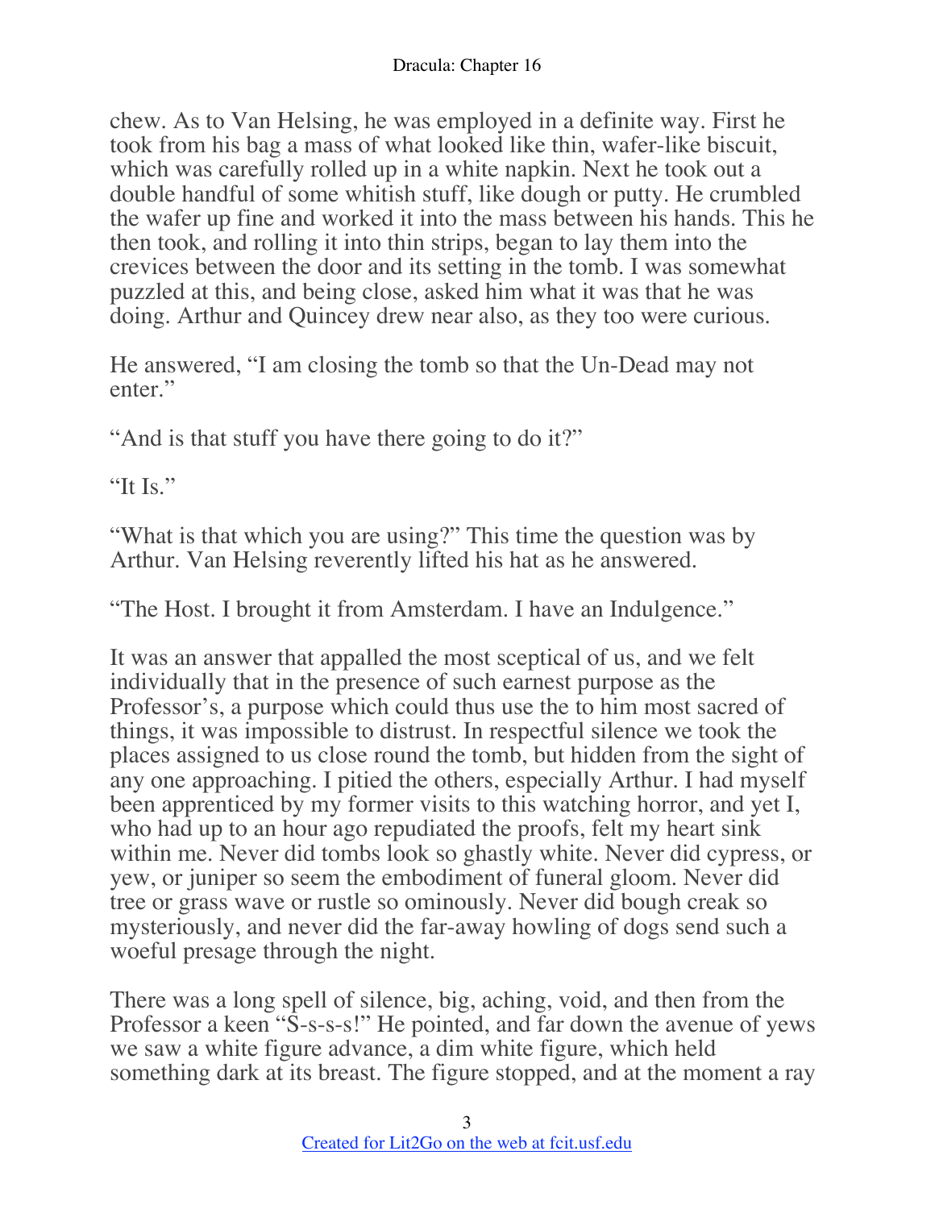chew. As to Van Helsing, he was employed in a definite way. First he took from his bag a mass of what looked like thin, wafer-like biscuit, which was carefully rolled up in a white napkin. Next he took out a double handful of some whitish stuff, like dough or putty. He crumbled the wafer up fine and worked it into the mass between his hands. This he then took, and rolling it into thin strips, began to lay them into the crevices between the door and its setting in the tomb. I was somewhat puzzled at this, and being close, asked him what it was that he was doing. Arthur and Quincey drew near also, as they too were curious.

He answered, "I am closing the tomb so that the Un-Dead may not enter."

"And is that stuff you have there going to do it?"

"It Is."

"What is that which you are using?" This time the question was by Arthur. Van Helsing reverently lifted his hat as he answered.

"The Host. I brought it from Amsterdam. I have an Indulgence."

It was an answer that appalled the most sceptical of us, and we felt individually that in the presence of such earnest purpose as the Professor's, a purpose which could thus use the to him most sacred of things, it was impossible to distrust. In respectful silence we took the places assigned to us close round the tomb, but hidden from the sight of any one approaching. I pitied the others, especially Arthur. I had myself been apprenticed by my former visits to this watching horror, and yet I, who had up to an hour ago repudiated the proofs, felt my heart sink within me. Never did tombs look so ghastly white. Never did cypress, or yew, or juniper so seem the embodiment of funeral gloom. Never did tree or grass wave or rustle so ominously. Never did bough creak so mysteriously, and never did the far-away howling of dogs send such a woeful presage through the night.

There was a long spell of silence, big, aching, void, and then from the Professor a keen "S-s-s-s!" He pointed, and far down the avenue of yews we saw a white figure advance, a dim white figure, which held something dark at its breast. The figure stopped, and at the moment a ray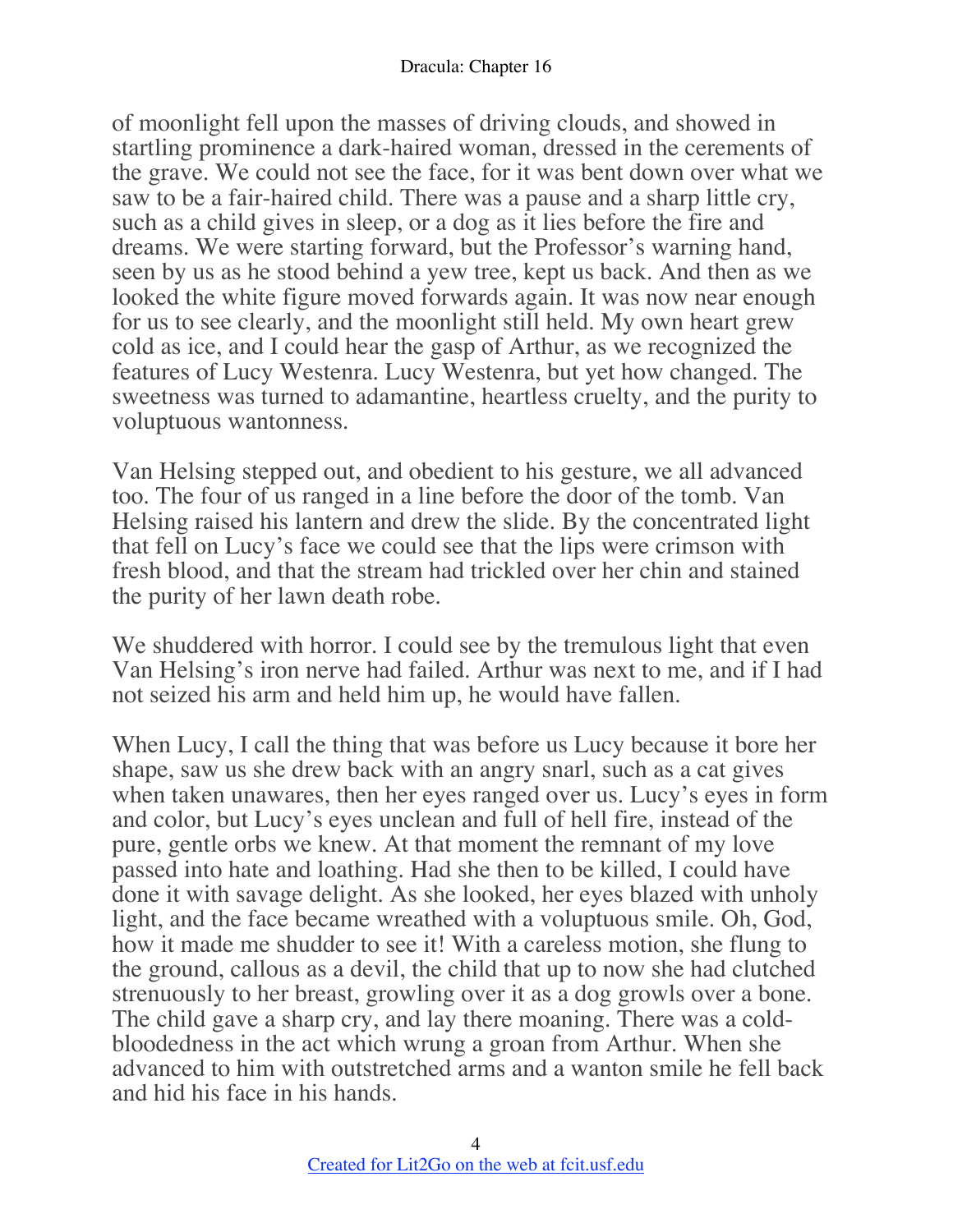of moonlight fell upon the masses of driving clouds, and showed in startling prominence a dark-haired woman, dressed in the cerements of the grave. We could not see the face, for it was bent down over what we saw to be a fair-haired child. There was a pause and a sharp little cry, such as a child gives in sleep, or a dog as it lies before the fire and dreams. We were starting forward, but the Professor's warning hand, seen by us as he stood behind a yew tree, kept us back. And then as we looked the white figure moved forwards again. It was now near enough for us to see clearly, and the moonlight still held. My own heart grew cold as ice, and I could hear the gasp of Arthur, as we recognized the features of Lucy Westenra. Lucy Westenra, but yet how changed. The sweetness was turned to adamantine, heartless cruelty, and the purity to voluptuous wantonness.

Van Helsing stepped out, and obedient to his gesture, we all advanced too. The four of us ranged in a line before the door of the tomb. Van Helsing raised his lantern and drew the slide. By the concentrated light that fell on Lucy's face we could see that the lips were crimson with fresh blood, and that the stream had trickled over her chin and stained the purity of her lawn death robe.

We shuddered with horror. I could see by the tremulous light that even Van Helsing's iron nerve had failed. Arthur was next to me, and if I had not seized his arm and held him up, he would have fallen.

When Lucy, I call the thing that was before us Lucy because it bore her shape, saw us she drew back with an angry snarl, such as a cat gives when taken unawares, then her eyes ranged over us. Lucy's eyes in form and color, but Lucy's eyes unclean and full of hell fire, instead of the pure, gentle orbs we knew. At that moment the remnant of my love passed into hate and loathing. Had she then to be killed, I could have done it with savage delight. As she looked, her eyes blazed with unholy light, and the face became wreathed with a voluptuous smile. Oh, God, how it made me shudder to see it! With a careless motion, she flung to the ground, callous as a devil, the child that up to now she had clutched strenuously to her breast, growling over it as a dog growls over a bone. The child gave a sharp cry, and lay there moaning. There was a cold-bloodedness in the act which wrung a groan from Arthur. When she advanced to him with outstretched arms and a wanton smile he fell back and hid his face in his hands.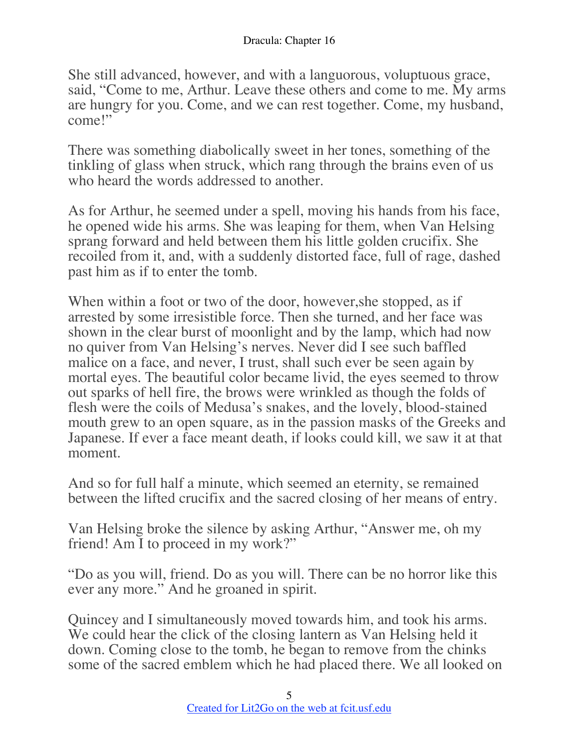She still advanced, however, and with a languorous, voluptuous grace, said, “Come to me, Arthur. Leave these others and come to me. My arms are hungry for you. Come, and we can rest together. Come, my husband, come!”

There was something diabolically sweet in her tones, something of the tinkling of glass when struck, which rang through the brains even of us who heard the words addressed to another.

As for Arthur, he seemed under a spell, moving his hands from his face, he opened wide his arms. She was leaping for them, when Van Helsing sprang forward and held between them his little golden crucifix. She recoiled from it, and, with a suddenly distorted face, full of rage, dashed past him as if to enter the tomb.

When within a foot or two of the door, however,she stopped, as if arrested by some irresistible force. Then she turned, and her face was shown in the clear burst of moonlight and by the lamp, which had now no quiver from Van Helsing’s nerves. Never did I see such baffled malice on a face, and never, I trust, shall such ever be seen again by mortal eyes. The beautiful color became livid, the eyes seemed to throw out sparks of hell fire, the brows were wrinkled as though the folds of flesh were the coils of Medusa’s snakes, and the lovely, blood-stained mouth grew to an open square, as in the passion masks of the Greeks and Japanese. If ever a face meant death, if looks could kill, we saw it at that moment.

And so for full half a minute, which seemed an eternity, se remained between the lifted crucifix and the sacred closing of her means of entry.

Van Helsing broke the silence by asking Arthur, “Answer me, oh my friend! Am I to proceed in my work?”

“Do as you will, friend. Do as you will. There can be no horror like this ever any more.” And he groaned in spirit.

Quincey and I simultaneously moved towards him, and took his arms. We could hear the click of the closing lantern as Van Helsing held it down. Coming close to the tomb, he began to remove from the chinks some of the sacred emblem which he had placed there. We all looked on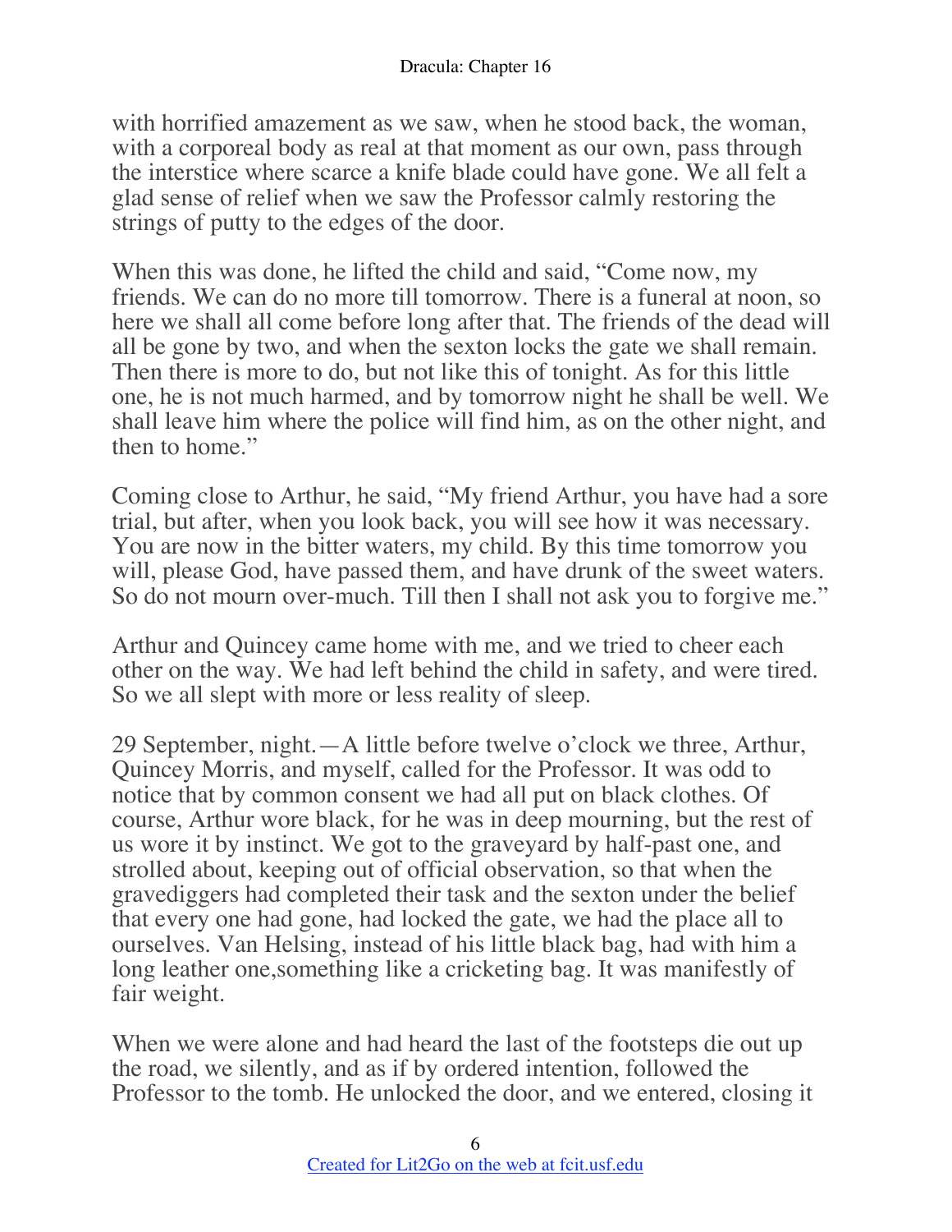with horrified amazement as we saw, when he stood back, the woman, with a corporeal body as real at that moment as our own, pass through the interstice where scarce a knife blade could have gone. We all felt a glad sense of relief when we saw the Professor calmly restoring the strings of putty to the edges of the door.

When this was done, he lifted the child and said, "Come now, my friends. We can do no more till tomorrow. There is a funeral at noon, so here we shall all come before long after that. The friends of the dead will all be gone by two, and when the sexton locks the gate we shall remain. Then there is more to do, but not like this of tonight. As for this little one, he is not much harmed, and by tomorrow night he shall be well. We shall leave him where the police will find him, as on the other night, and then to home."

Coming close to Arthur, he said, "My friend Arthur, you have had a sore trial, but after, when you look back, you will see how it was necessary. You are now in the bitter waters, my child. By this time tomorrow you will, please God, have passed them, and have drunk of the sweet waters. So do not mourn over-much. Till then I shall not ask you to forgive me."

Arthur and Quincey came home with me, and we tried to cheer each other on the way. We had left behind the child in safety, and were tired. So we all slept with more or less reality of sleep.

29 September, night.—A little before twelve o'clock we three, Arthur, Quincey Morris, and myself, called for the Professor. It was odd to notice that by common consent we had all put on black clothes. Of course, Arthur wore black, for he was in deep mourning, but the rest of us wore it by instinct. We got to the graveyard by half-past one, and strolled about, keeping out of official observation, so that when the gravediggers had completed their task and the sexton under the belief that every one had gone, had locked the gate, we had the place all to ourselves. Van Helsing, instead of his little black bag, had with him a long leather one,something like a cricketing bag. It was manifestly of fair weight.

When we were alone and had heard the last of the footsteps die out up the road, we silently, and as if by ordered intention, followed the Professor to the tomb. He unlocked the door, and we entered, closing it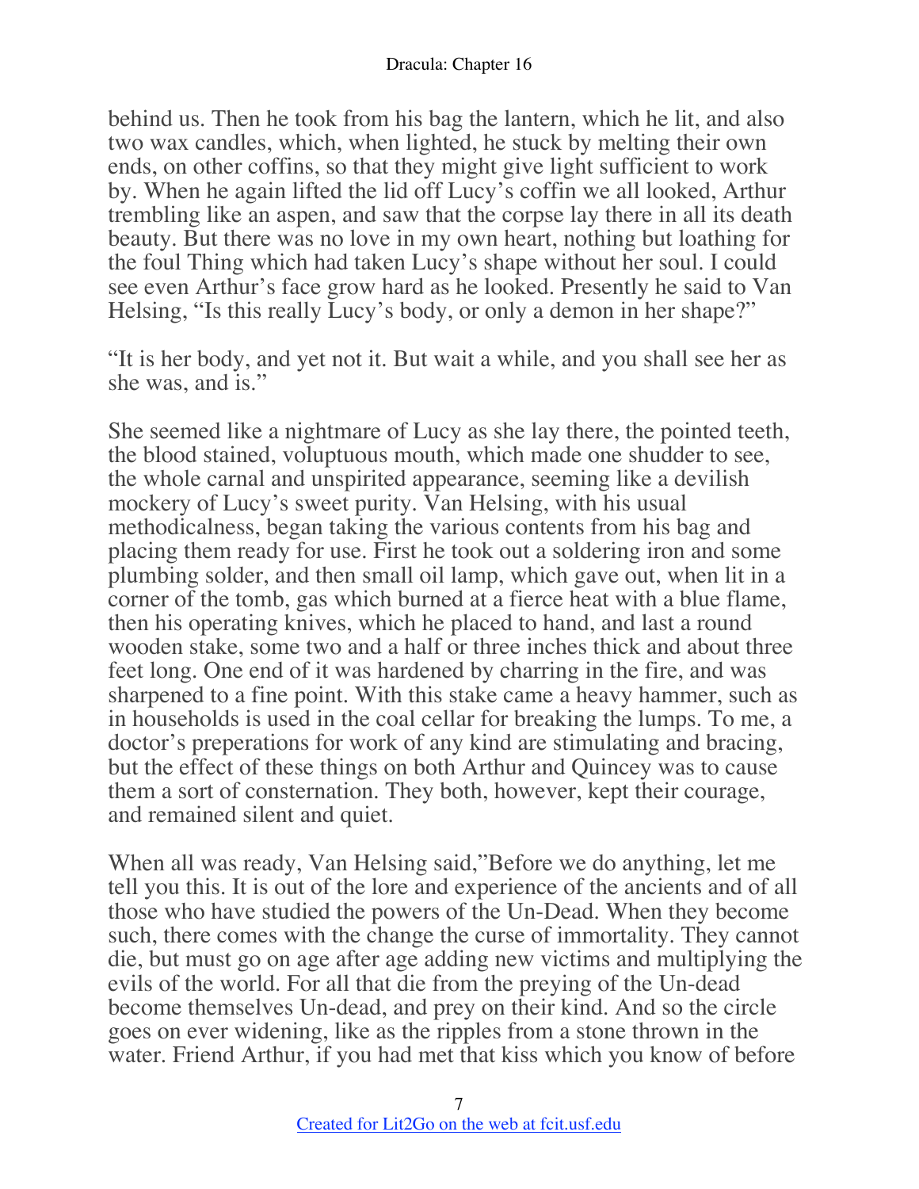behind us. Then he took from his bag the lantern, which he lit, and also two wax candles, which, when lighted, he stuck by melting their own ends, on other coffins, so that they might give light sufficient to work by. When he again lifted the lid off Lucy's coffin we all looked, Arthur trembling like an aspen, and saw that the corpse lay there in all its death beauty. But there was no love in my own heart, nothing but loathing for the foul Thing which had taken Lucy's shape without her soul. I could see even Arthur's face grow hard as he looked. Presently he said to Van Helsing, "Is this really Lucy's body, or only a demon in her shape?"

"It is her body, and yet not it. But wait a while, and you shall see her as she was, and is."

She seemed like a nightmare of Lucy as she lay there, the pointed teeth, the blood stained, voluptuous mouth, which made one shudder to see, the whole carnal and unspirited appearance, seeming like a devilish mockery of Lucy's sweet purity. Van Helsing, with his usual methodicalness, began taking the various contents from his bag and placing them ready for use. First he took out a soldering iron and some plumbing solder, and then small oil lamp, which gave out, when lit in a corner of the tomb, gas which burned at a fierce heat with a blue flame, then his operating knives, which he placed to hand, and last a round wooden stake, some two and a half or three inches thick and about three feet long. One end of it was hardened by charring in the fire, and was sharpened to a fine point. With this stake came a heavy hammer, such as in households is used in the coal cellar for breaking the lumps. To me, a doctor's preperations for work of any kind are stimulating and bracing, but the effect of these things on both Arthur and Quincey was to cause them a sort of consternation. They both, however, kept their courage, and remained silent and quiet.

When all was ready, Van Helsing said,"Before we do anything, let me tell you this. It is out of the lore and experience of the ancients and of all those who have studied the powers of the Un-Dead. When they become such, there comes with the change the curse of immortality. They cannot die, but must go on age after age adding new victims and multiplying the evils of the world. For all that die from the preying of the Un-dead become themselves Un-dead, and prey on their kind. And so the circle goes on ever widening, like as the ripples from a stone thrown in the water. Friend Arthur, if you had met that kiss which you know of before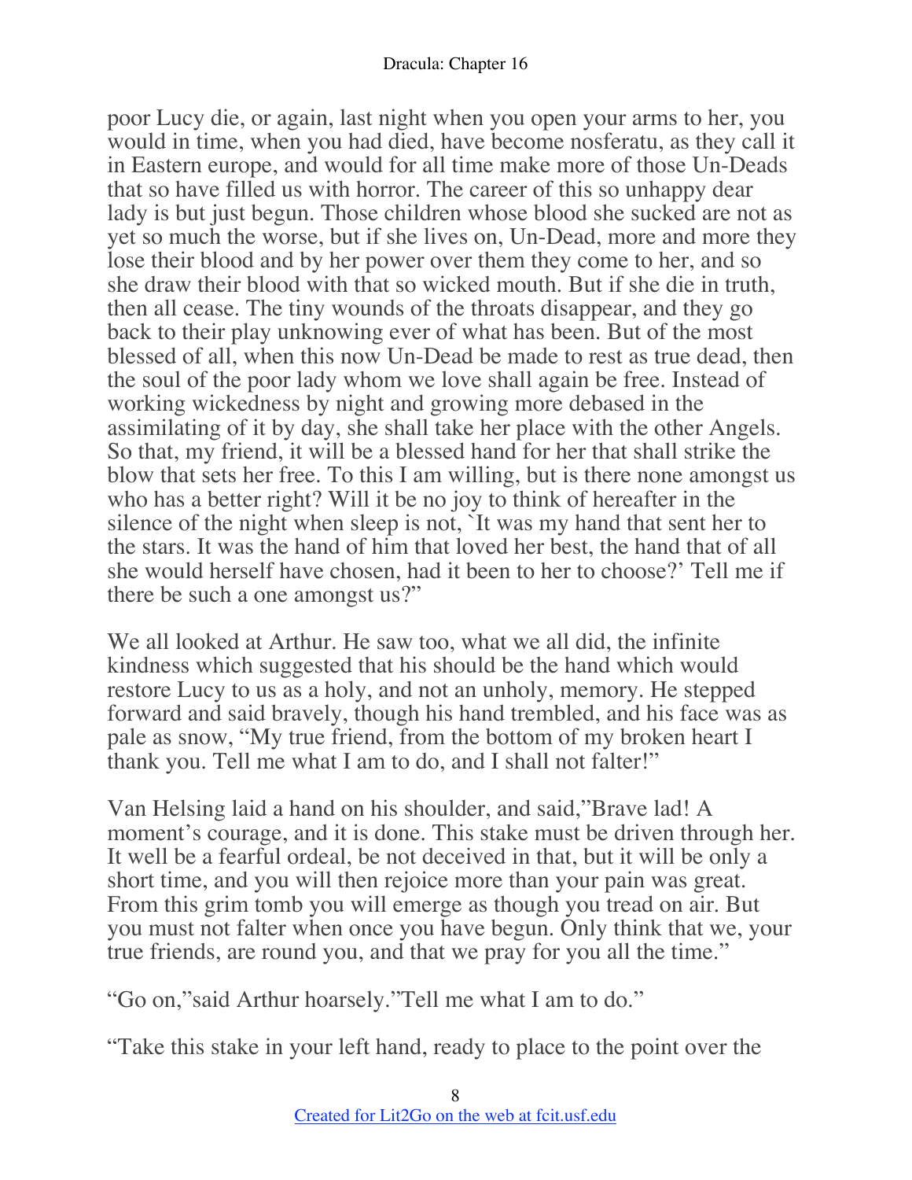poor Lucy die, or again, last night when you open your arms to her, you would in time, when you had died, have become nosferatu, as they call it in Eastern europe, and would for all time make more of those Un-Deads that so have filled us with horror. The career of this so unhappy dear lady is but just begun. Those children whose blood she sucked are not as yet so much the worse, but if she lives on, Un-Dead, more and more they lose their blood and by her power over them they come to her, and so she draw their blood with that so wicked mouth. But if she die in truth, then all cease. The tiny wounds of the throats disappear, and they go back to their play unknowing ever of what has been. But of the most blessed of all, when this now Un-Dead be made to rest as true dead, then the soul of the poor lady whom we love shall again be free. Instead of working wickedness by night and growing more debased in the assimilating of it by day, she shall take her place with the other Angels. So that, my friend, it will be a blessed hand for her that shall strike the blow that sets her free. To this I am willing, but is there none amongst us who has a better right? Will it be no joy to think of hereafter in the silence of the night when sleep is not, `It was my hand that sent her to the stars. It was the hand of him that loved her best, the hand that of all she would herself have chosen, had it been to her to choose?' Tell me if there be such a one amongst us?"

We all looked at Arthur. He saw too, what we all did, the infinite kindness which suggested that his should be the hand which would restore Lucy to us as a holy, and not an unholy, memory. He stepped forward and said bravely, though his hand trembled, and his face was as pale as snow, "My true friend, from the bottom of my broken heart I thank you. Tell me what I am to do, and I shall not falter!"

Van Helsing laid a hand on his shoulder, and said,"Brave lad! A moment's courage, and it is done. This stake must be driven through her. It well be a fearful ordeal, be not deceived in that, but it will be only a short time, and you will then rejoice more than your pain was great. From this grim tomb you will emerge as though you tread on air. But you must not falter when once you have begun. Only think that we, your true friends, are round you, and that we pray for you all the time."

"Go on,"said Arthur hoarsely."Tell me what I am to do."

"Take this stake in your left hand, ready to place to the point over the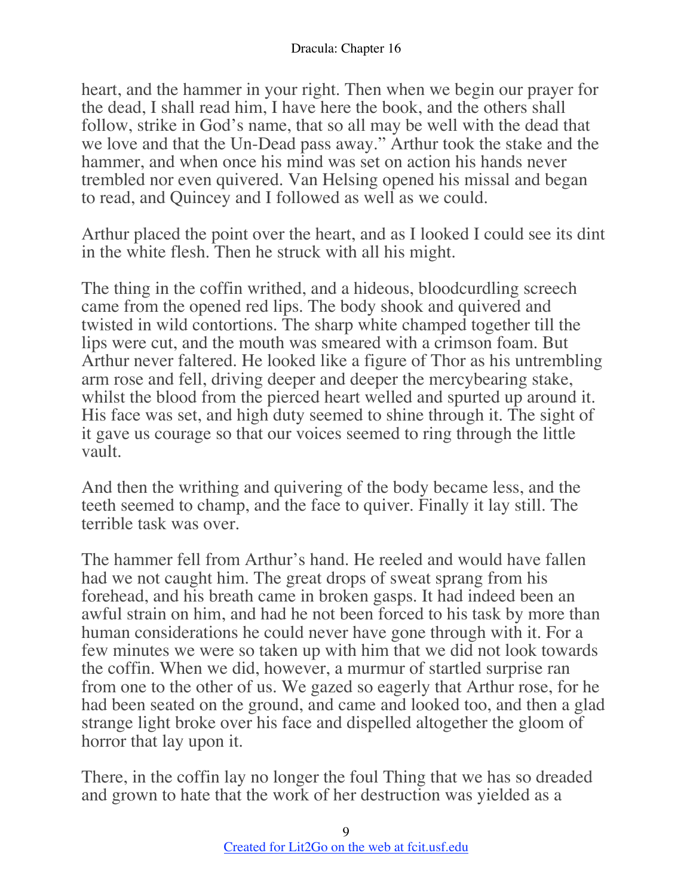heart, and the hammer in your right. Then when we begin our prayer for the dead, I shall read him, I have here the book, and the others shall follow, strike in God's name, that so all may be well with the dead that we love and that the Un-Dead pass away." Arthur took the stake and the hammer, and when once his mind was set on action his hands never trembled nor even quivered. Van Helsing opened his missal and began to read, and Quincey and I followed as well as we could.

Arthur placed the point over the heart, and as I looked I could see its dint in the white flesh. Then he struck with all his might.

The thing in the coffin writhed, and a hideous, bloodcurdling screech came from the opened red lips. The body shook and quivered and twisted in wild contortions. The sharp white champed together till the lips were cut, and the mouth was smeared with a crimson foam. But Arthur never faltered. He looked like a figure of Thor as his untrembling arm rose and fell, driving deeper and deeper the mercybearing stake, whilst the blood from the pierced heart welled and spurted up around it. His face was set, and high duty seemed to shine through it. The sight of it gave us courage so that our voices seemed to ring through the little vault.

And then the writhing and quivering of the body became less, and the teeth seemed to champ, and the face to quiver. Finally it lay still. The terrible task was over.

The hammer fell from Arthur's hand. He reeled and would have fallen had we not caught him. The great drops of sweat sprang from his forehead, and his breath came in broken gasps. It had indeed been an awful strain on him, and had he not been forced to his task by more than human considerations he could never have gone through with it. For a few minutes we were so taken up with him that we did not look towards the coffin. When we did, however, a murmur of startled surprise ran from one to the other of us. We gazed so eagerly that Arthur rose, for he had been seated on the ground, and came and looked too, and then a glad strange light broke over his face and dispelled altogether the gloom of horror that lay upon it.

There, in the coffin lay no longer the foul Thing that we has so dreaded and grown to hate that the work of her destruction was yielded as a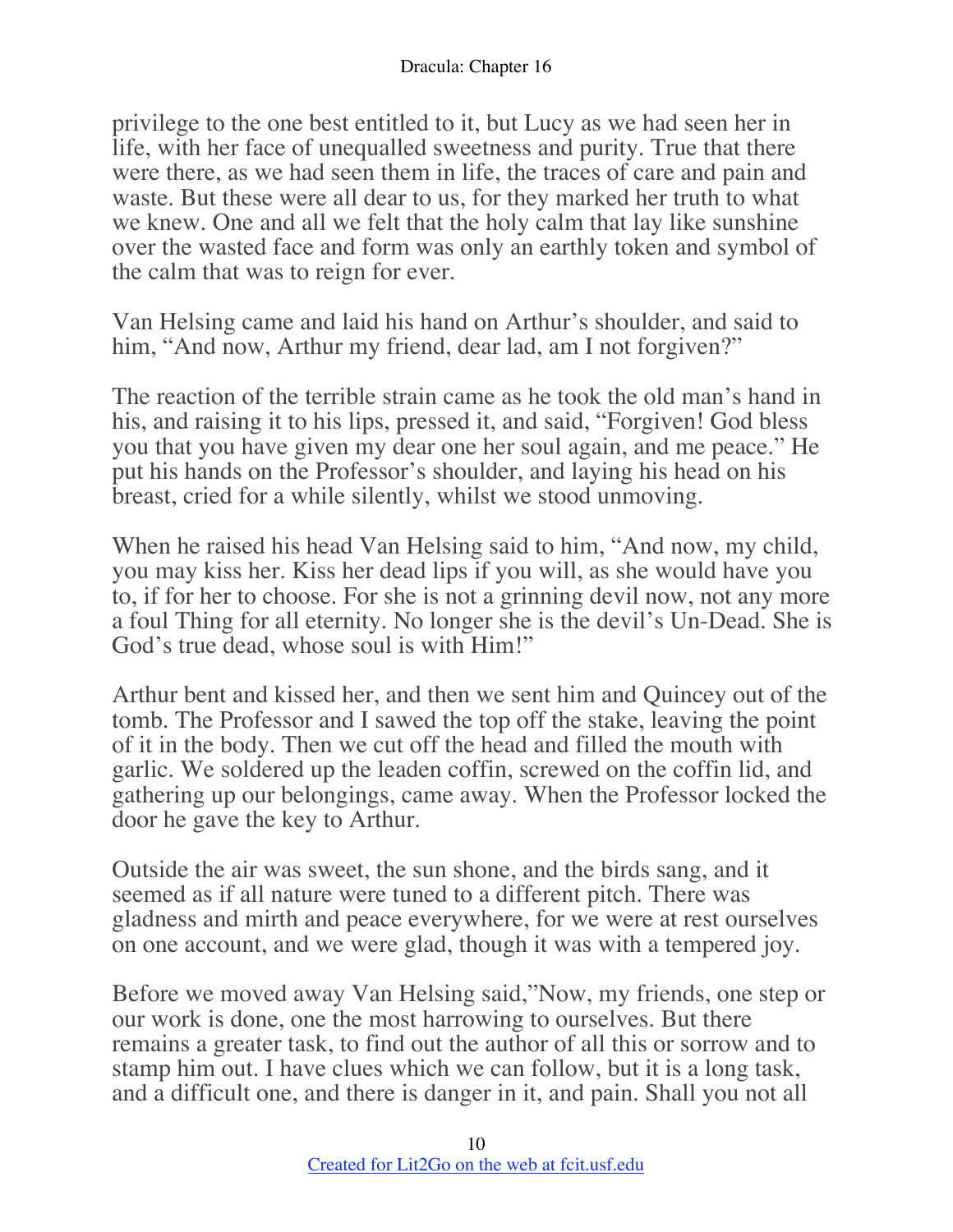privilege to the one best entitled to it, but Lucy as we had seen her in life, with her face of unequalled sweetness and purity. True that there were there, as we had seen them in life, the traces of care and pain and waste. But these were all dear to us, for they marked her truth to what we knew. One and all we felt that the holy calm that lay like sunshine over the wasted face and form was only an earthly token and symbol of the calm that was to reign for ever.

Van Helsing came and laid his hand on Arthur's shoulder, and said to him, "And now, Arthur my friend, dear lad, am I not forgiven?"

The reaction of the terrible strain came as he took the old man's hand in his, and raising it to his lips, pressed it, and said, "Forgiven! God bless you that you have given my dear one her soul again, and me peace." He put his hands on the Professor's shoulder, and laying his head on his breast, cried for a while silently, whilst we stood unmoving.

When he raised his head Van Helsing said to him, "And now, my child, you may kiss her. Kiss her dead lips if you will, as she would have you to, if for her to choose. For she is not a grinning devil now, not any more a foul Thing for all eternity. No longer she is the devil's Un-Dead. She is God's true dead, whose soul is with Him!"

Arthur bent and kissed her, and then we sent him and Quincey out of the tomb. The Professor and I sawed the top off the stake, leaving the point of it in the body. Then we cut off the head and filled the mouth with garlic. We soldered up the leaden coffin, screwed on the coffin lid, and gathering up our belongings, came away. When the Professor locked the door he gave the key to Arthur.

Outside the air was sweet, the sun shone, and the birds sang, and it seemed as if all nature were tuned to a different pitch. There was gladness and mirth and peace everywhere, for we were at rest ourselves on one account, and we were glad, though it was with a tempered joy.

Before we moved away Van Helsing said,"Now, my friends, one step or our work is done, one the most harrowing to ourselves. But there remains a greater task, to find out the author of all this or sorrow and to stamp him out. I have clues which we can follow, but it is a long task, and a difficult one, and there is danger in it, and pain. Shall you not all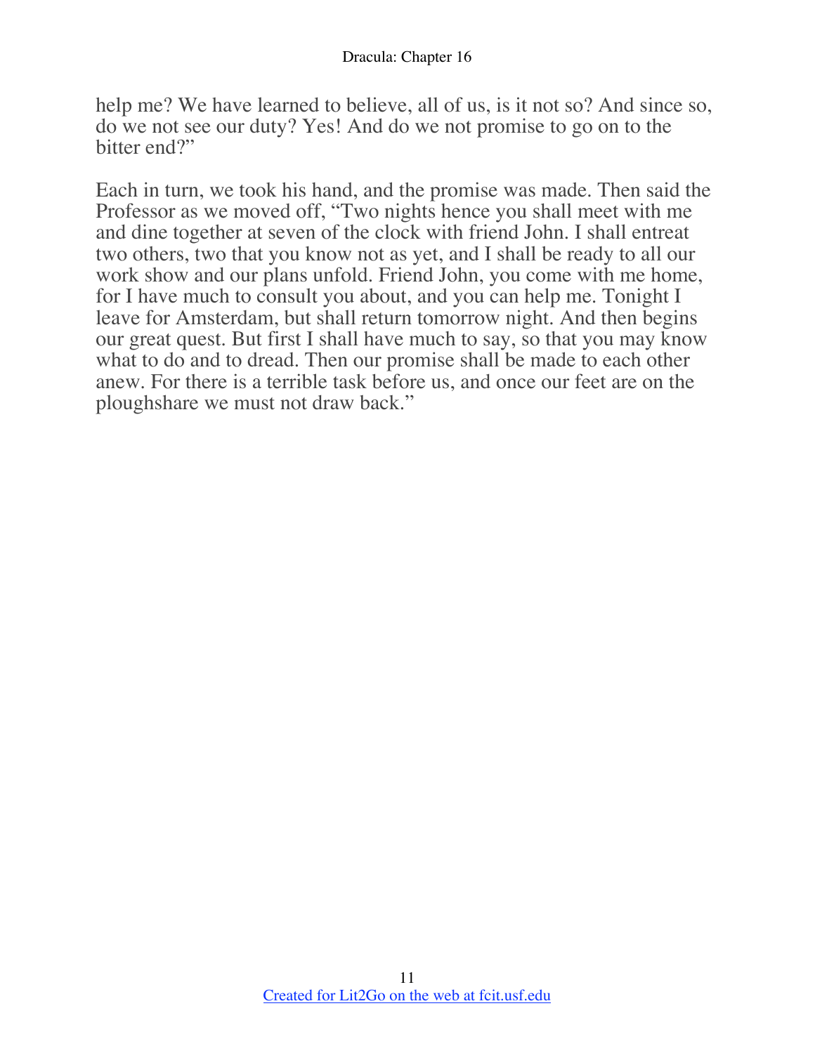help me? We have learned to believe, all of us, is it not so? And since so, do we not see our duty? Yes! And do we not promise to go on to the bitter end?"

Each in turn, we took his hand, and the promise was made. Then said the Professor as we moved off, "Two nights hence you shall meet with me and dine together at seven of the clock with friend John. I shall entreat two others, two that you know not as yet, and I shall be ready to all our work show and our plans unfold. Friend John, you come with me home, for I have much to consult you about, and you can help me. Tonight I leave for Amsterdam, but shall return tomorrow night. And then begins our great quest. But first I shall have much to say, so that you may know what to do and to dread. Then our promise shall be made to each other anew. For there is a terrible task before us, and once our feet are on the ploughshare we must not draw back."